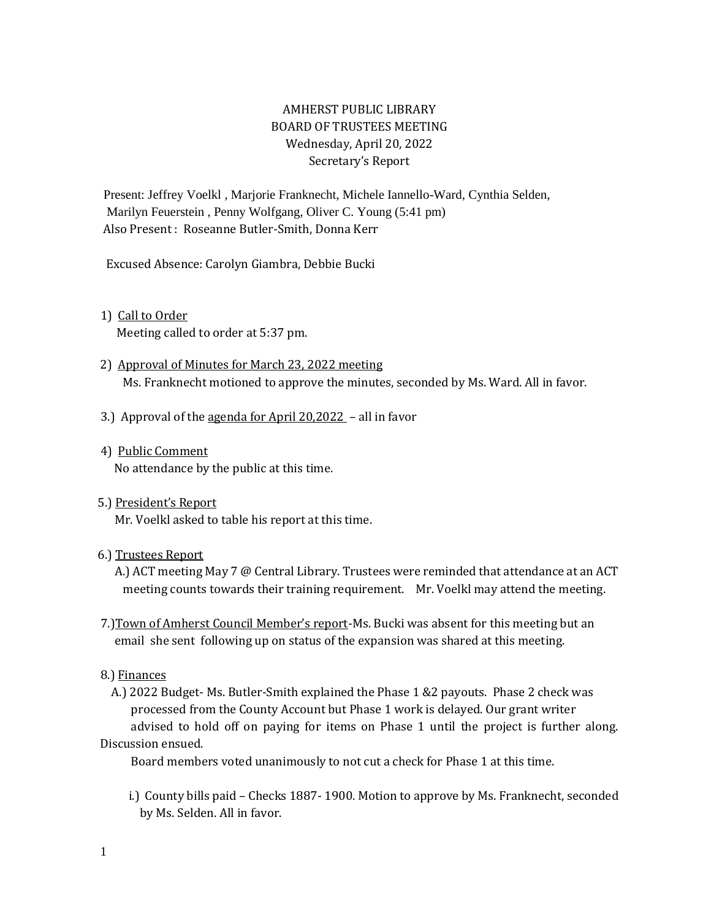# AMHERST PUBLIC LIBRARY
## BOARD OF TRUSTEES MEETING
Wednesday, April 20, 2022
Secretary's Report

Present: Jeffrey Voelkl , Marjorie Franknecht, Michele Iannello-Ward, Cynthia Selden, Marilyn Feuerstein , Penny Wolfgang, Oliver C. Young (5:41 pm)
Also Present : Roseanne Butler-Smith, Donna Kerr

Excused Absence: Carolyn Giambra, Debbie Bucki

1) <u>Call to Order</u>
Meeting called to order at 5:37 pm.

2) <u>Approval of Minutes for March 23, 2022 meeting</u>
Ms. Franknecht motioned to approve the minutes, seconded by Ms. Ward. All in favor.

3.) Approval of the <u>agenda for April 20,2022</u> – all in favor

4) <u>Public Comment</u>
No attendance by the public at this time.

5.) <u>President's Report</u>
Mr. Voelkl asked to table his report at this time.

6.) <u>Trustees Report</u>
A.) ACT meeting May 7 @ Central Library. Trustees were reminded that attendance at an ACT meeting counts towards their training requirement. Mr. Voelkl may attend the meeting.

7.)<u>Town of Amherst Council Member's report</u>-Ms. Bucki was absent for this meeting but an email she sent following up on status of the expansion was shared at this meeting.

8.) <u>Finances</u>
A.) 2022 Budget- Ms. Butler-Smith explained the Phase 1 &2 payouts. Phase 2 check was processed from the County Account but Phase 1 work is delayed. Our grant writer advised to hold off on paying for items on Phase 1 until the project is further along. Discussion ensued.
Board members voted unanimously to not cut a check for Phase 1 at this time.

i.) County bills paid – Checks 1887- 1900. Motion to approve by Ms. Franknecht, seconded by Ms. Selden. All in favor.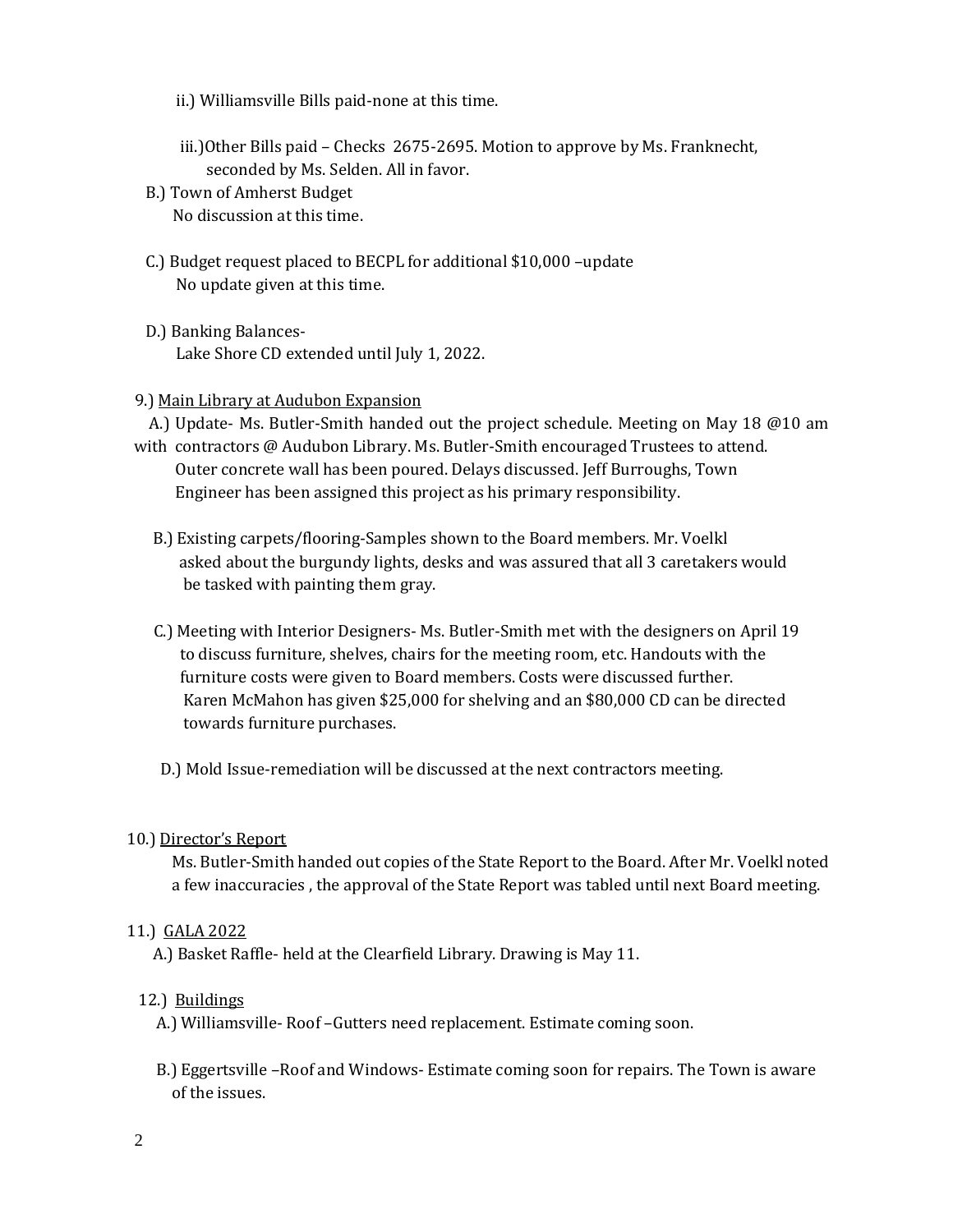ii.) Williamsville Bills paid-none at this time.

iii.)Other Bills paid – Checks 2675-2695. Motion to approve by Ms. Franknecht, seconded by Ms. Selden. All in favor.

B.) Town of Amherst Budget
No discussion at this time.

C.) Budget request placed to BECPL for additional $10,000 –update
No update given at this time.

D.) Banking Balances-
Lake Shore CD extended until July 1, 2022.

9.) <u>Main Library at Audubon Expansion</u>

A.) Update- Ms. Butler-Smith handed out the project schedule. Meeting on May 18 @10 am with contractors @ Audubon Library. Ms. Butler-Smith encouraged Trustees to attend. Outer concrete wall has been poured. Delays discussed. Jeff Burroughs, Town Engineer has been assigned this project as his primary responsibility.

B.) Existing carpets/flooring-Samples shown to the Board members. Mr. Voelkl asked about the burgundy lights, desks and was assured that all 3 caretakers would be tasked with painting them gray.

C.) Meeting with Interior Designers- Ms. Butler-Smith met with the designers on April 19 to discuss furniture, shelves, chairs for the meeting room, etc. Handouts with the furniture costs were given to Board members. Costs were discussed further. Karen McMahon has given $25,000 for shelving and an $80,000 CD can be directed towards furniture purchases.

D.) Mold Issue-remediation will be discussed at the next contractors meeting.

10.) <u>Director's Report</u>

Ms. Butler-Smith handed out copies of the State Report to the Board. After Mr. Voelkl noted a few inaccuracies , the approval of the State Report was tabled until next Board meeting.

11.) <u>GALA 2022</u>

A.) Basket Raffle- held at the Clearfield Library. Drawing is May 11.

12.) <u>Buildings</u>

A.) Williamsville- Roof –Gutters need replacement. Estimate coming soon.

B.) Eggertsville –Roof and Windows- Estimate coming soon for repairs. The Town is aware of the issues.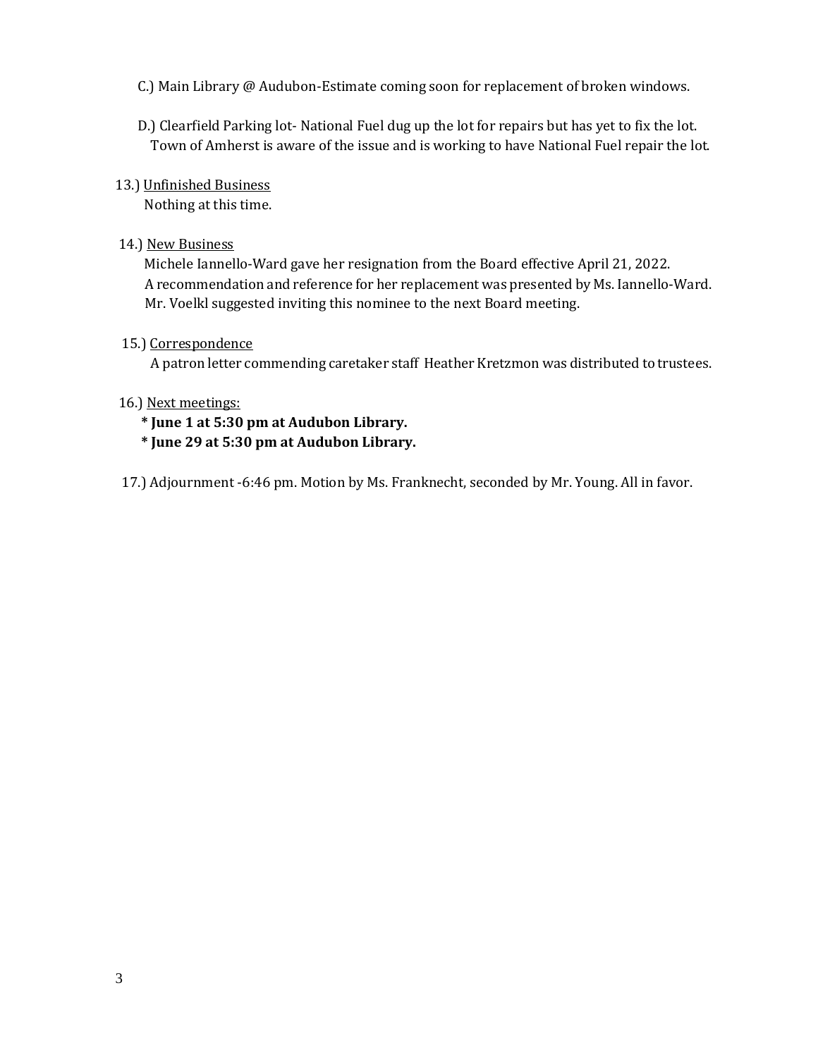C.) Main Library @ Audubon-Estimate coming soon for replacement of broken windows.

D.) Clearfield Parking lot- National Fuel dug up the lot for repairs but has yet to fix the lot. Town of Amherst is aware of the issue and is working to have National Fuel repair the lot.

13.) <u>Unfinished Business</u>

Nothing at this time.

14.) <u>New Business</u>

Michele Iannello-Ward gave her resignation from the Board effective April 21, 2022. A recommendation and reference for her replacement was presented by Ms. Iannello-Ward. Mr. Voelkl suggested inviting this nominee to the next Board meeting.

15.) <u>Correspondence</u>

A patron letter commending caretaker staff Heather Kretzmon was distributed to trustees.

16.) <u>Next meetings:</u>

**\* June 1 at 5:30 pm at Audubon Library.**

**\* June 29 at 5:30 pm at Audubon Library.**

17.) Adjournment -6:46 pm. Motion by Ms. Franknecht, seconded by Mr. Young. All in favor.